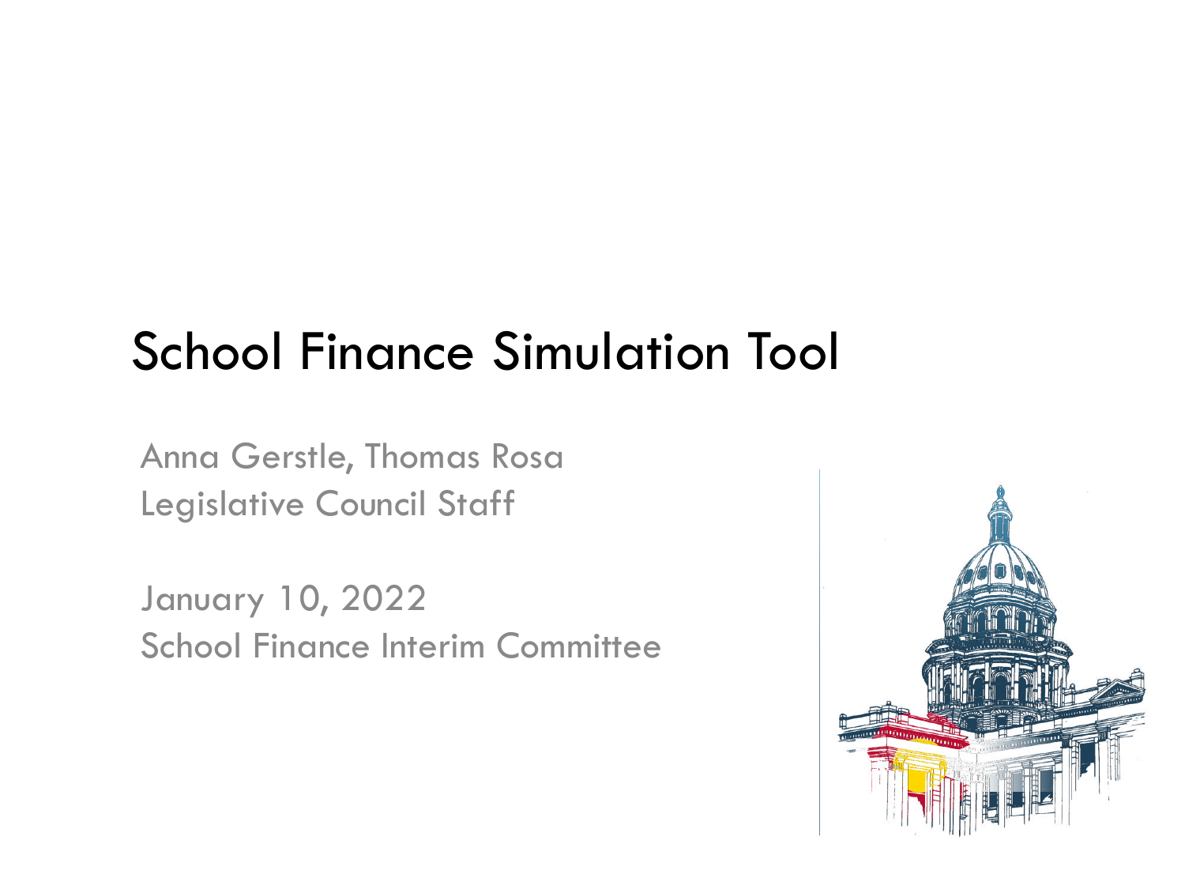# School Finance Simulation Tool

Anna Gerstle, Thomas Rosa
Legislative Council Staff

January 10, 2022
School Finance Interim Committee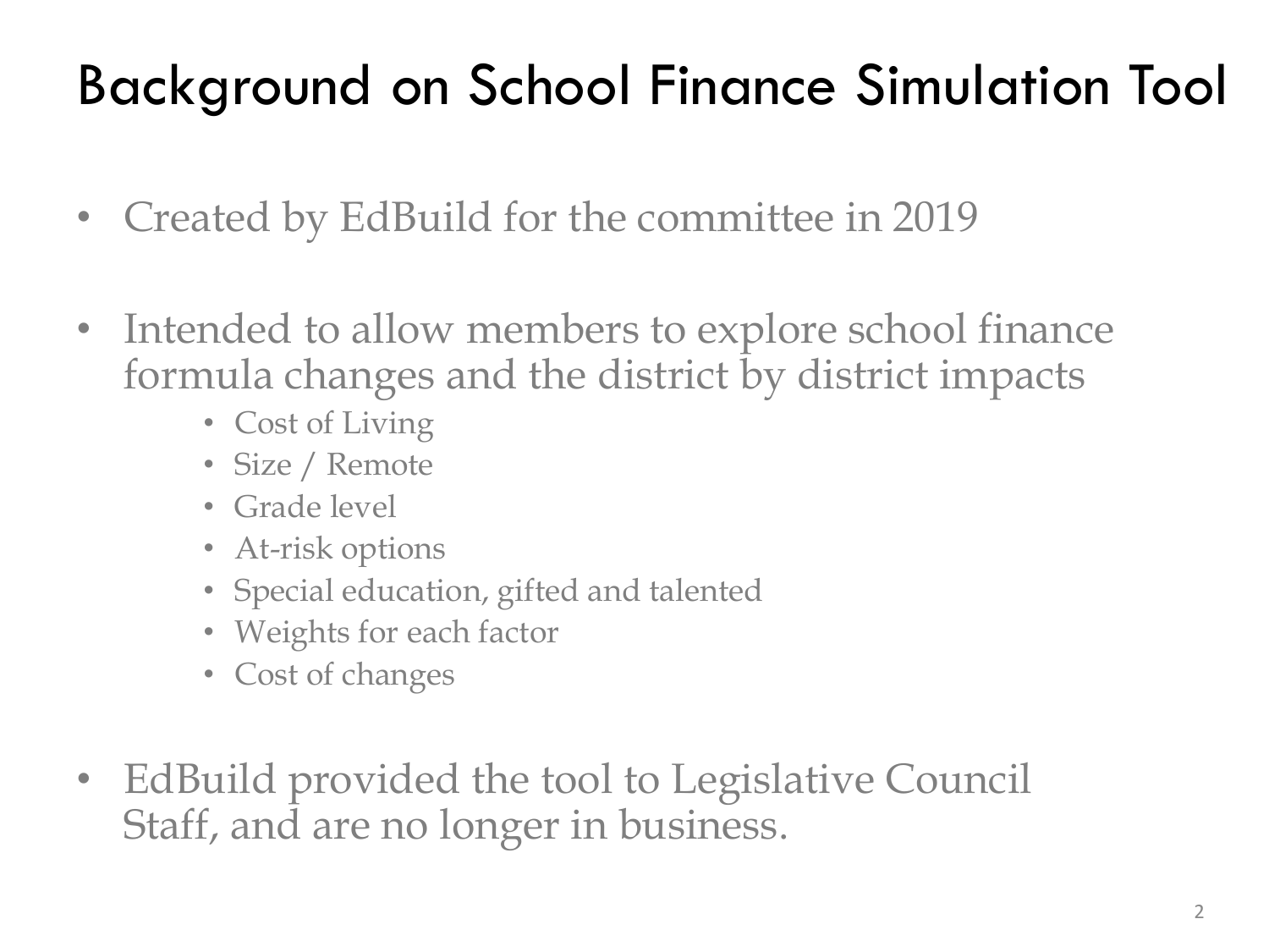# Background on School Finance Simulation Tool

- Created by EdBuild for the committee in 2019
- Intended to allow members to explore school finance formula changes and the district by district impacts
  - Cost of Living
  - Size / Remote
  - Grade level
  - At-risk options
  - Special education, gifted and talented
  - Weights for each factor
  - Cost of changes
- EdBuild provided the tool to Legislative Council Staff, and are no longer in business.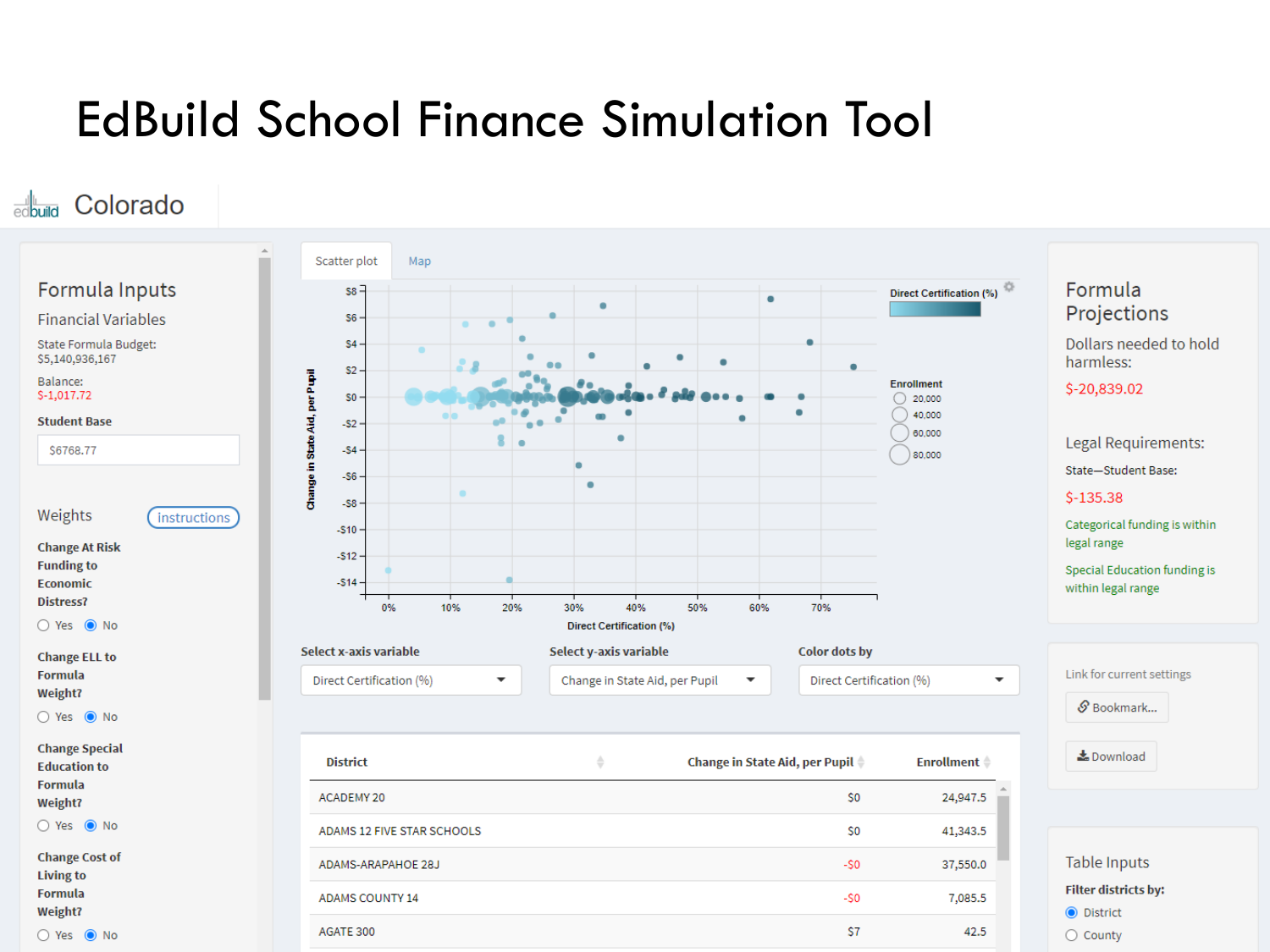# EdBuild School Finance Simulation Tool

edbuild Colorado

## Formula Inputs

### Financial Variables

State Formula Budget:
$5,140,936,167

Balance:
$-1,017.72

**Student Base**

$6768.77

Weights instructions

**Change At Risk Funding to Economic Distress?**

Yes No

**Change ELL to Formula Weight?**

Yes No

**Change Special Education to Formula Weight?**

Yes No

**Change Cost of Living to Formula Weight?**

Yes No

Scatter plot Map

Change in State Aid, per Pupil

$8
$6
$4
$2
$0
$-2
$-4
$-6
$-8
$-10
$-12
$-14

0%
10%
20%
30%
40%
50%
60%
70%

Direct Certification (%)

Direct Certification (%)

Enrollment
20,000
40,000
60,000
80,000

**Select x-axis variable**
Direct Certification (%)

**Select y-axis variable**
Change in State Aid, per Pupil

**Color dots by**
Direct Certification (%)

| District | Change in State Aid, per Pupil | Enrollment |
|---|---|---|
| ACADEMY 20 | $0 | 24,947.5 |
| ADAMS 12 FIVE STAR SCHOOLS | $0 | 41,343.5 |
| ADAMS-ARAPAHOE 28J | -$0 | 37,550.0 |
| ADAMS COUNTY 14 | -$0 | 7,085.5 |
| AGATE 300 | $7 | 42.5 |

## Formula Projections

Dollars needed to hold harmless:

$-20,839.02

Legal Requirements:

State—Student Base:

$-135.38

Categorical funding is within legal range

Special Education funding is within legal range

Link for current settings

Bookmark...

Download

Table Inputs

**Filter districts by:**

District
County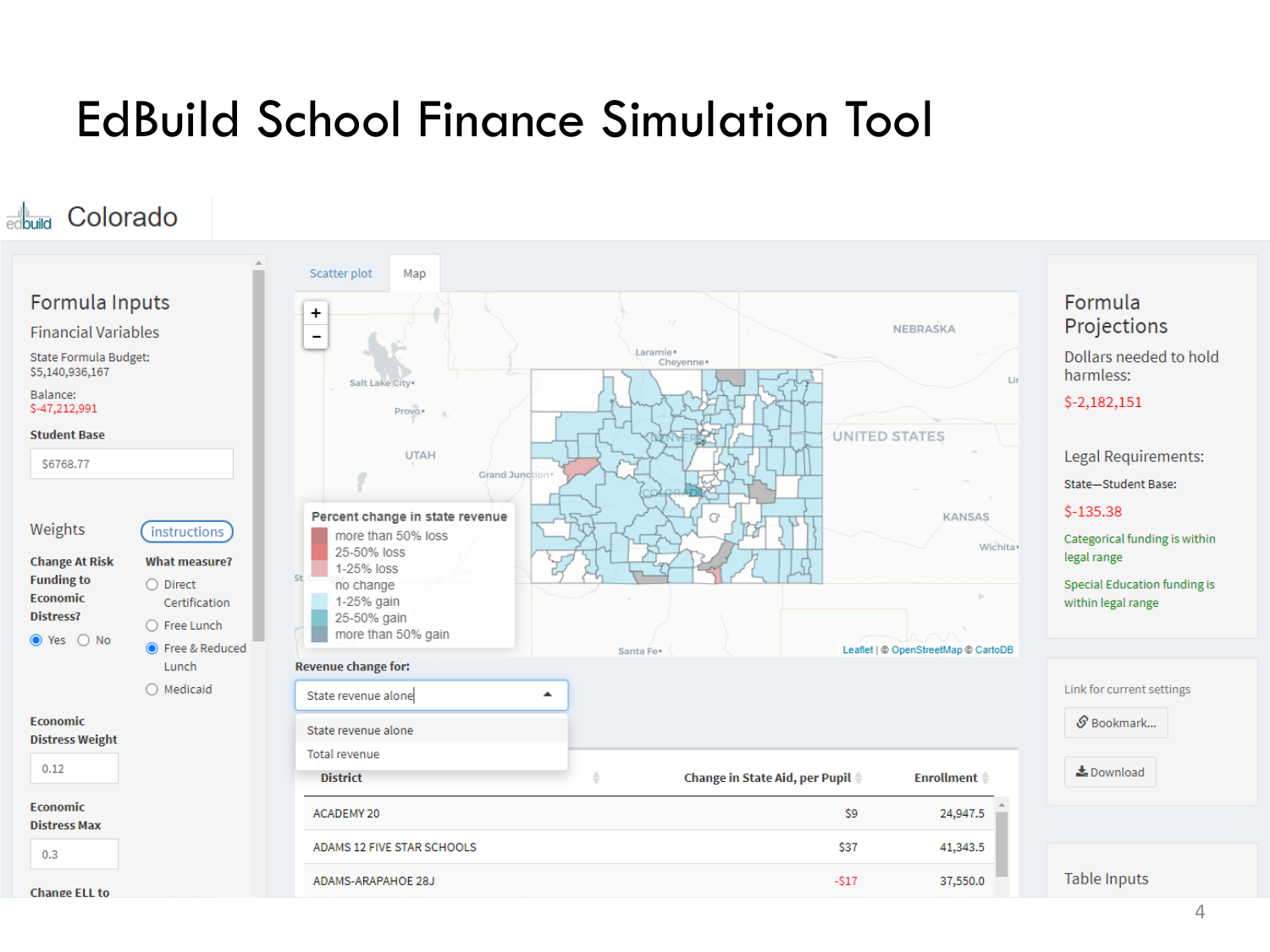# EdBuild School Finance Simulation Tool

edbuild Colorado

## Formula Inputs

### Financial Variables

State Formula Budget:
$5,140,936,167

Balance:
$-47,212,991

**Student Base**

$6768.77

### Weights

instructions

**Change At Risk Funding to Economic Distress?**

- Yes
- No

**What measure?**

- Direct Certification
- Free Lunch
- Free & Reduced Lunch
- Medicaid

**Economic Distress Weight**

0.12

**Economic Distress Max**

0.3

**Change ELL to**

Scatter plot | Map

Percent change in state revenue
more than 50% loss
25-50% loss
1-25% loss
no change
1-25% gain
25-50% gain
more than 50% gain

NEBRASKA
Laramie
Cheyenne
Salt Lake City
Provo
UTAH
Grand Junction
UNITED STATES
KANSAS
Wichita
Santa Fe
Leaflet | © OpenStreetMap © CartoDB

**Revenue change for:**

State revenue alone
- State revenue alone
- Total revenue

| District | Change in State Aid, per Pupil | Enrollment |
|---|---|---|
| ACADEMY 20 | $9 | 24,947.5 |
| ADAMS 12 FIVE STAR SCHOOLS | $37 | 41,343.5 |
| ADAMS-ARAPAHOE 28J | -$17 | 37,550.0 |

## Formula Projections

Dollars needed to hold harmless:
$-2,182,151

Legal Requirements:

State—Student Base:
$-135.38

Categorical funding is within legal range

Special Education funding is within legal range

Link for current settings

Bookmark...

Download

Table Inputs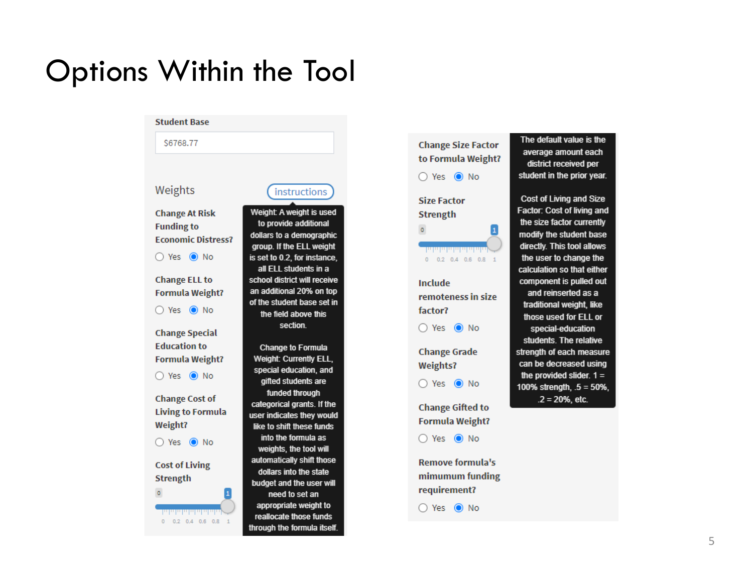# Options Within the Tool

**Student Base**

$6768.77

Weights

instructions

**Change At Risk Funding to Economic Distress?**

○ Yes ◉ No

**Change ELL to Formula Weight?**

○ Yes ◉ No

**Change Special Education to Formula Weight?**

○ Yes ◉ No

**Change Cost of Living to Formula Weight?**

○ Yes ◉ No

**Cost of Living Strength**

0 — 1 (slider: 0, 0.2, 0.4, 0.6, 0.8, 1)

Weight: A weight is used to provide additional dollars to a demographic group. If the ELL weight is set to 0.2, for instance, all ELL students in a school district will receive an additional 20% on top of the student base set in the field above this section.

Change to Formula Weight: Currently ELL, special education, and gifted students are funded through categorical grants. If the user indicates they would like to shift these funds into the formula as weights, the tool will automatically shift those dollars into the state budget and the user will need to set an appropriate weight to reallocate those funds through the formula itself.

**Change Size Factor to Formula Weight?**

○ Yes ◉ No

**Size Factor Strength**

0 — 1 (slider: 0, 0.2, 0.4, 0.6, 0.8, 1)

**Include remoteness in size factor?**

○ Yes ◉ No

**Change Grade Weights?**

○ Yes ◉ No

**Change Gifted to Formula Weight?**

○ Yes ◉ No

**Remove formula's mimumum funding requirement?**

○ Yes ◉ No

The default value is the average amount each district received per student in the prior year.

Cost of Living and Size Factor: Cost of living and the size factor currently modify the student base directly. This tool allows the user to change the calculation so that either component is pulled out and reinserted as a traditional weight, like those used for ELL or special-education students. The relative strength of each measure can be decreased using the provided slider. 1 = 100% strength, .5 = 50%, .2 = 20%, etc.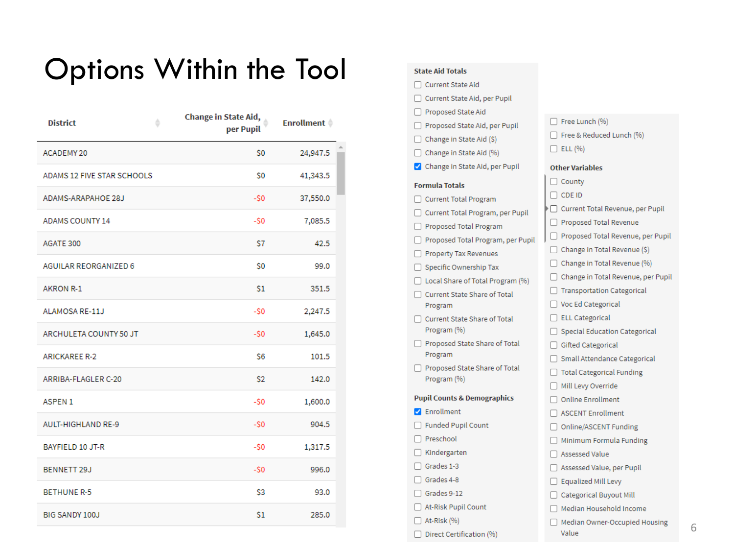# Options Within the Tool

| District | Change in State Aid, per Pupil | Enrollment |
|---|---|---|
| ACADEMY 20 | $0 | 24,947.5 |
| ADAMS 12 FIVE STAR SCHOOLS | $0 | 41,343.5 |
| ADAMS-ARAPAHOE 28J | -$0 | 37,550.0 |
| ADAMS COUNTY 14 | -$0 | 7,085.5 |
| AGATE 300 | $7 | 42.5 |
| AGUILAR REORGANIZED 6 | $0 | 99.0 |
| AKRON R-1 | $1 | 351.5 |
| ALAMOSA RE-11J | -$0 | 2,247.5 |
| ARCHULETA COUNTY 50 JT | -$0 | 1,645.0 |
| ARICKAREE R-2 | $6 | 101.5 |
| ARRIBA-FLAGLER C-20 | $2 | 142.0 |
| ASPEN 1 | -$0 | 1,600.0 |
| AULT-HIGHLAND RE-9 | -$0 | 904.5 |
| BAYFIELD 10 JT-R | -$0 | 1,317.5 |
| BENNETT 29J | -$0 | 996.0 |
| BETHUNE R-5 | $3 | 93.0 |
| BIG SANDY 100J | $1 | 285.0 |

**State Aid Totals**

- [ ] Current State Aid
- [ ] Current State Aid, per Pupil
- [ ] Proposed State Aid
- [ ] Proposed State Aid, per Pupil
- [ ] Change in State Aid ($)
- [ ] Change in State Aid (%)
- [x] Change in State Aid, per Pupil

**Formula Totals**

- [ ] Current Total Program
- [ ] Current Total Program, per Pupil
- [ ] Proposed Total Program
- [ ] Proposed Total Program, per Pupil
- [ ] Property Tax Revenues
- [ ] Specific Ownership Tax
- [ ] Local Share of Total Program (%)
- [ ] Current State Share of Total Program
- [ ] Current State Share of Total Program (%)
- [ ] Proposed State Share of Total Program
- [ ] Proposed State Share of Total Program (%)

**Pupil Counts & Demographics**

- [x] Enrollment
- [ ] Funded Pupil Count
- [ ] Preschool
- [ ] Kindergarten
- [ ] Grades 1-3
- [ ] Grades 4-8
- [ ] Grades 9-12
- [ ] At-Risk Pupil Count
- [ ] At-Risk (%)
- [ ] Direct Certification (%)
- [ ] Free Lunch (%)
- [ ] Free & Reduced Lunch (%)
- [ ] ELL (%)

**Other Variables**

- [ ] County
- [ ] CDE ID
- [ ] Current Total Revenue, per Pupil
- [ ] Proposed Total Revenue
- [ ] Proposed Total Revenue, per Pupil
- [ ] Change in Total Revenue ($)
- [ ] Change in Total Revenue (%)
- [ ] Change in Total Revenue, per Pupil
- [ ] Transportation Categorical
- [ ] Voc Ed Categorical
- [ ] ELL Categorical
- [ ] Special Education Categorical
- [ ] Gifted Categorical
- [ ] Small Attendance Categorical
- [ ] Total Categorical Funding
- [ ] Mill Levy Override
- [ ] Online Enrollment
- [ ] ASCENT Enrollment
- [ ] Online/ASCENT Funding
- [ ] Minimum Formula Funding
- [ ] Assessed Value
- [ ] Assessed Value, per Pupil
- [ ] Equalized Mill Levy
- [ ] Categorical Buyout Mill
- [ ] Median Household Income
- [ ] Median Owner-Occupied Housing Value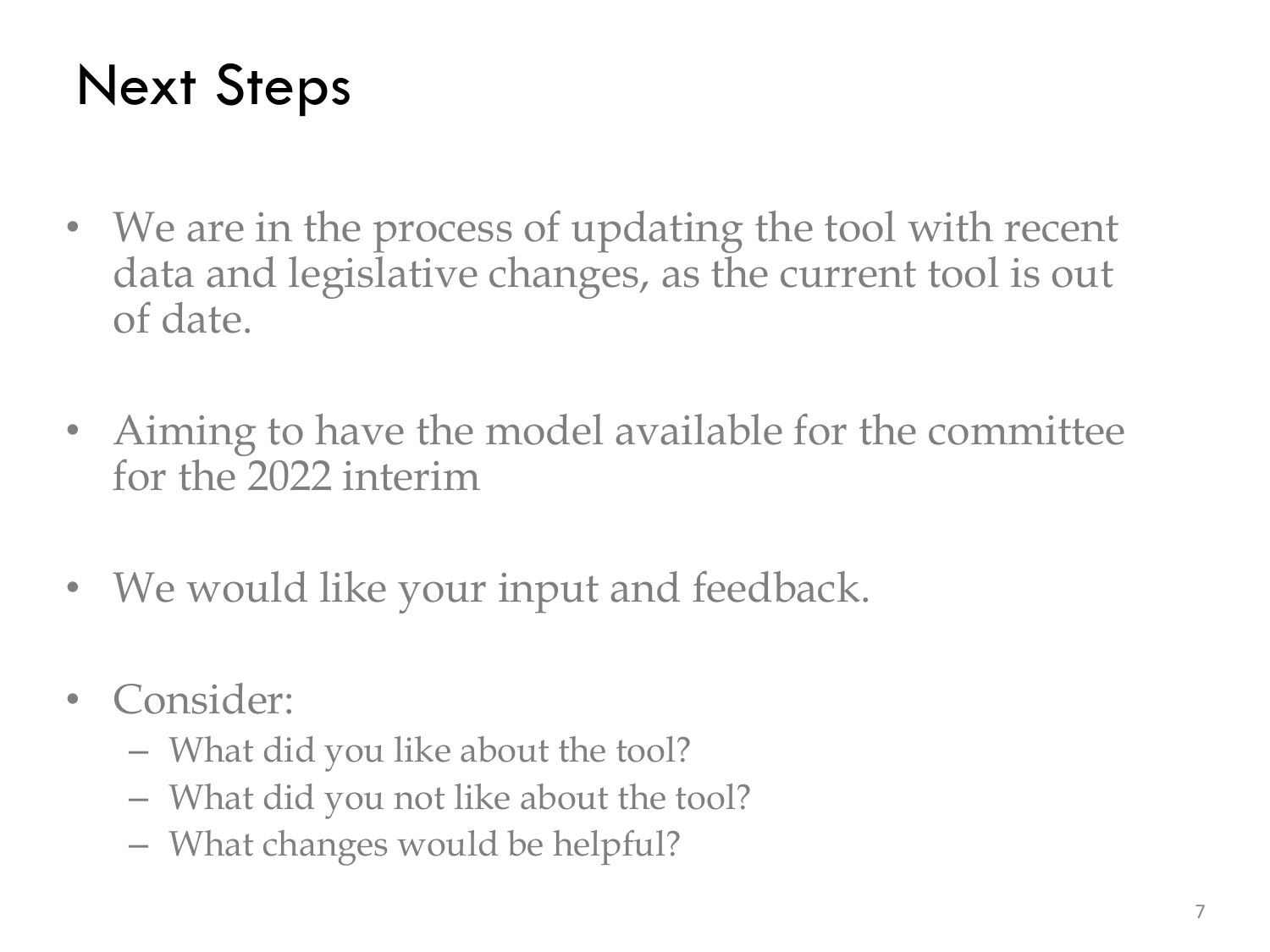# Next Steps

- We are in the process of updating the tool with recent data and legislative changes, as the current tool is out of date.
- Aiming to have the model available for the committee for the 2022 interim
- We would like your input and feedback.
- Consider:
  - What did you like about the tool?
  - What did you not like about the tool?
  - What changes would be helpful?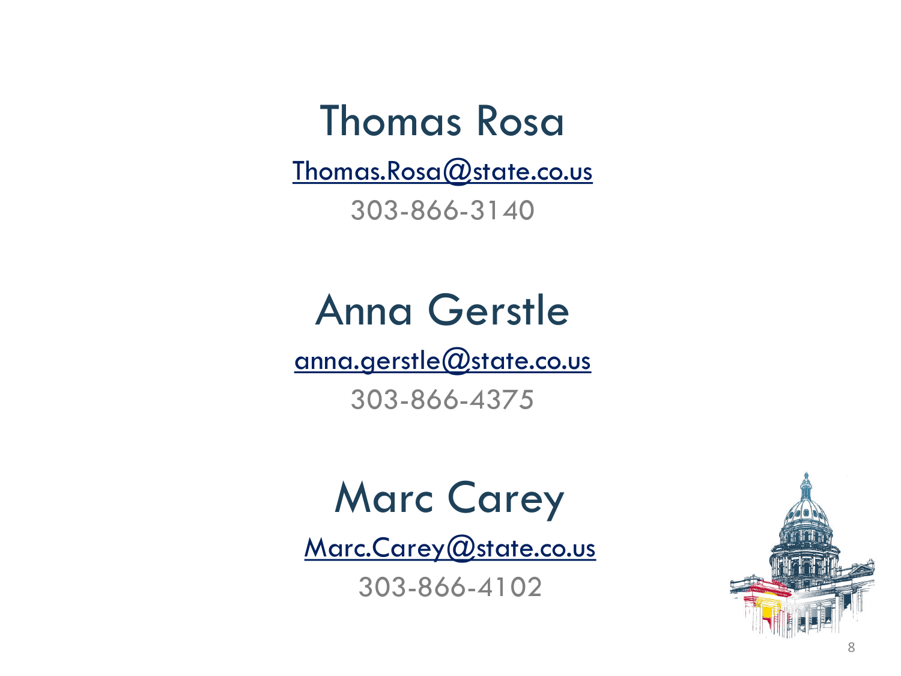## Thomas Rosa

Thomas.Rosa@state.co.us

303-866-3140

## Anna Gerstle

anna.gerstle@state.co.us

303-866-4375

## Marc Carey

Marc.Carey@state.co.us

303-866-4102